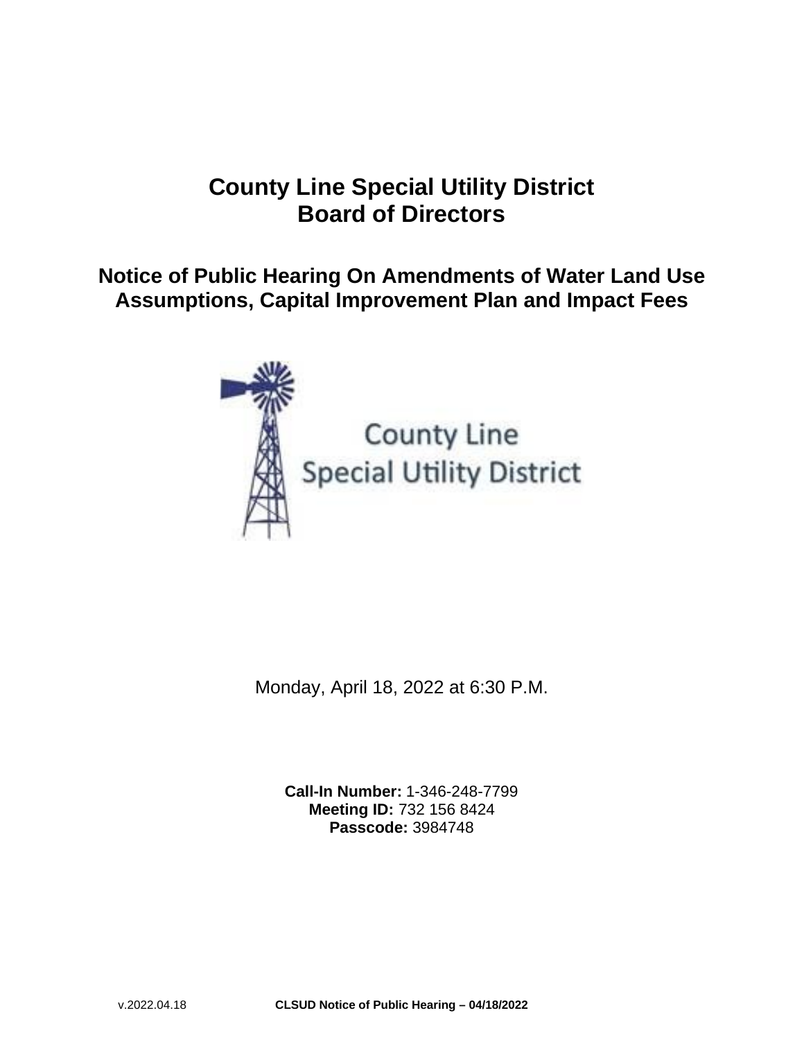# County Line Special Utility District
# Board of Directors

## Notice of Public Hearing On Amendments of Water Land Use Assumptions, Capital Improvement Plan and Impact Fees

County Line
Special Utility District

Monday, April 18, 2022 at 6:30 P.M.

**Call-In Number:** 1-346-248-7799
**Meeting ID:** 732 156 8424
**Passcode:** 3984748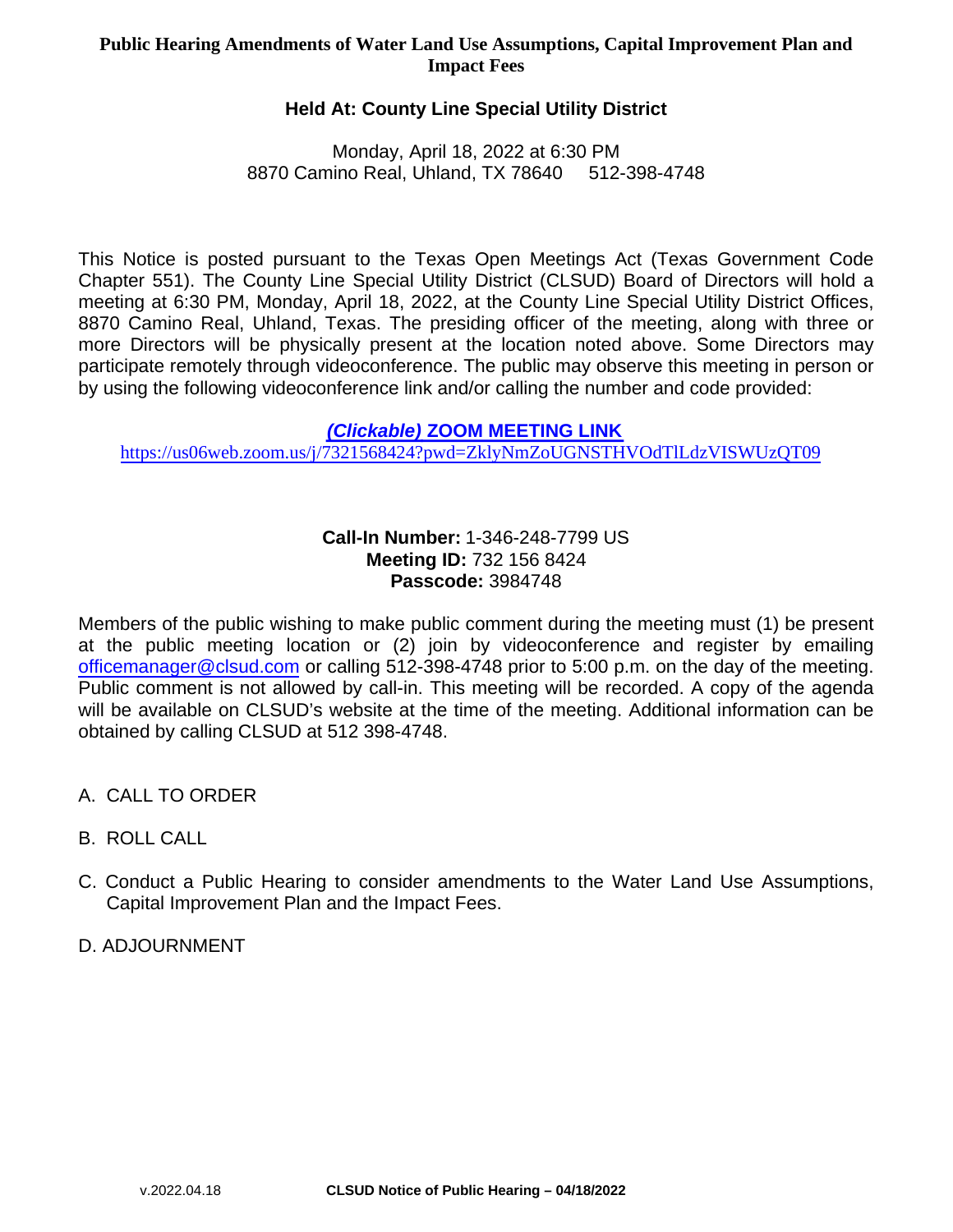# Public Hearing Amendments of Water Land Use Assumptions, Capital Improvement Plan and Impact Fees

## Held At: County Line Special Utility District

Monday, April 18, 2022 at 6:30 PM
8870 Camino Real, Uhland, TX 78640    512-398-4748

This Notice is posted pursuant to the Texas Open Meetings Act (Texas Government Code Chapter 551). The County Line Special Utility District (CLSUD) Board of Directors will hold a meeting at 6:30 PM, Monday, April 18, 2022, at the County Line Special Utility District Offices, 8870 Camino Real, Uhland, Texas. The presiding officer of the meeting, along with three or more Directors will be physically present at the location noted above. Some Directors may participate remotely through videoconference. The public may observe this meeting in person or by using the following videoconference link and/or calling the number and code provided:

***(Clickable)* ZOOM MEETING LINK**
https://us06web.zoom.us/j/7321568424?pwd=ZklyNmZoUGNSTHVOdTlLdzVISWUzQT09

**Call-In Number:** 1-346-248-7799 US
**Meeting ID:** 732 156 8424
**Passcode:** 3984748

Members of the public wishing to make public comment during the meeting must (1) be present at the public meeting location or (2) join by videoconference and register by emailing officemanager@clsud.com or calling 512-398-4748 prior to 5:00 p.m. on the day of the meeting. Public comment is not allowed by call-in. This meeting will be recorded. A copy of the agenda will be available on CLSUD's website at the time of the meeting. Additional information can be obtained by calling CLSUD at 512 398-4748.

A. CALL TO ORDER

B. ROLL CALL

C. Conduct a Public Hearing to consider amendments to the Water Land Use Assumptions, Capital Improvement Plan and the Impact Fees.

D. ADJOURNMENT